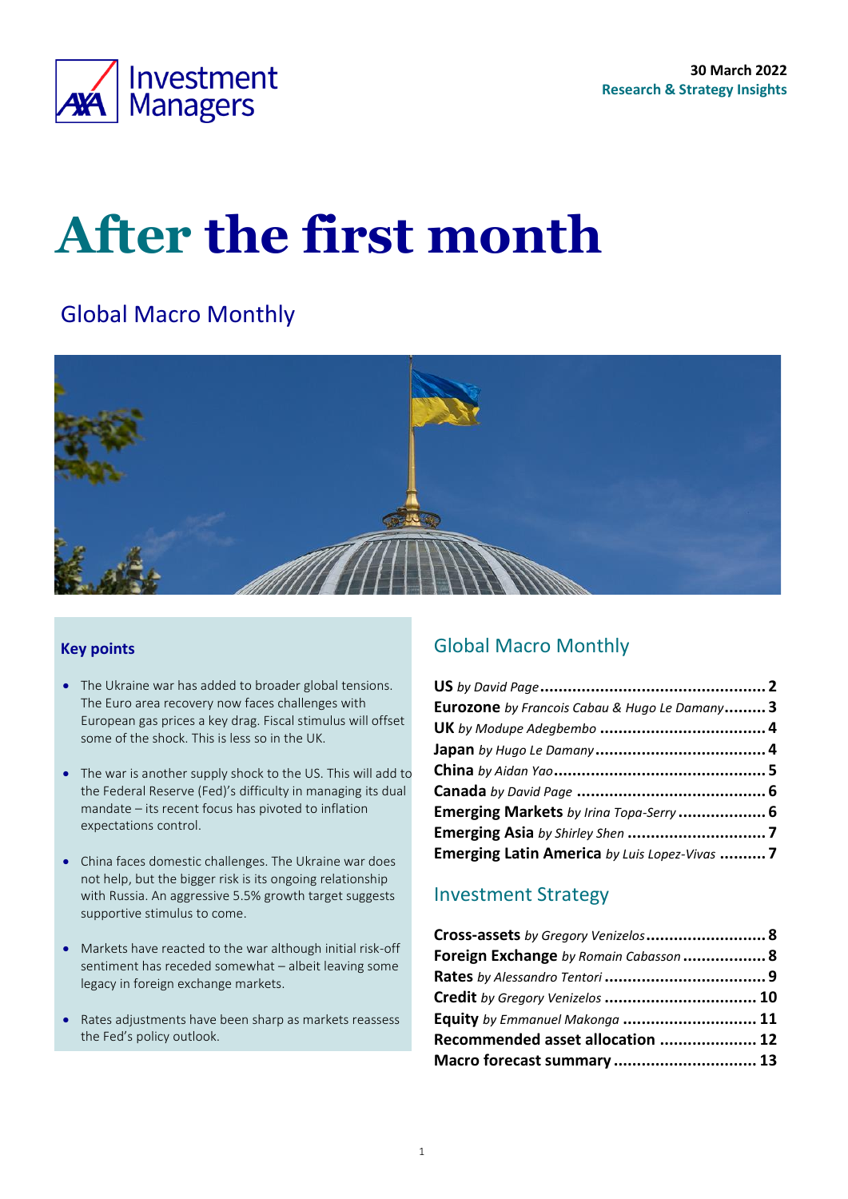30 March 2022
**Research & Strategy Insights**

# After the first month

## Global Macro Monthly

### Key points

- The Ukraine war has added to broader global tensions. The Euro area recovery now faces challenges with European gas prices a key drag. Fiscal stimulus will offset some of the shock. This is less so in the UK.
- The war is another supply shock to the US. This will add to the Federal Reserve (Fed)'s difficulty in managing its dual mandate – its recent focus has pivoted to inflation expectations control.
- China faces domestic challenges. The Ukraine war does not help, but the bigger risk is its ongoing relationship with Russia. An aggressive 5.5% growth target suggests supportive stimulus to come.
- Markets have reacted to the war although initial risk-off sentiment has receded somewhat – albeit leaving some legacy in foreign exchange markets.
- Rates adjustments have been sharp as markets reassess the Fed's policy outlook.

## Global Macro Monthly

**US** *by David Page* ........ **2**
**Eurozone** *by Francois Cabau & Hugo Le Damany* ........ **3**
**UK** *by Modupe Adegbembo* ........ **4**
**Japan** *by Hugo Le Damany* ........ **4**
**China** *by Aidan Yao* ........ **5**
**Canada** *by David Page* ........ **6**
**Emerging Markets** *by Irina Topa-Serry* ........ **6**
**Emerging Asia** *by Shirley Shen* ........ **7**
**Emerging Latin America** *by Luis Lopez-Vivas* ........ **7**

## Investment Strategy

**Cross-assets** *by Gregory Venizelos* ........ **8**
**Foreign Exchange** *by Romain Cabasson* ........ **8**
**Rates** *by Alessandro Tentori* ........ **9**
**Credit** *by Gregory Venizelos* ........ **10**
**Equity** *by Emmanuel Makonga* ........ **11**
**Recommended asset allocation** ........ **12**
**Macro forecast summary** ........ **13**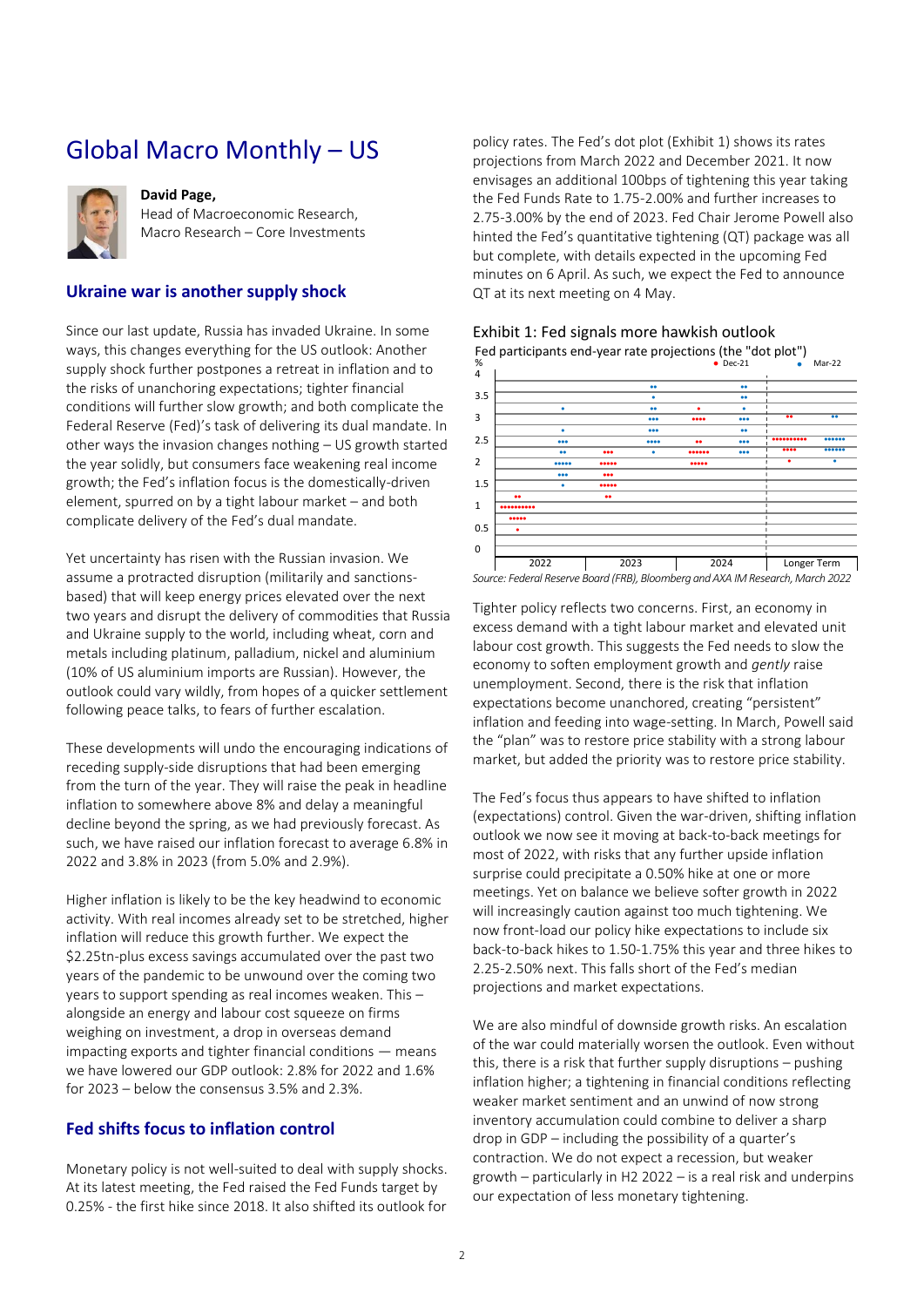# Global Macro Monthly – US

**David Page,**
Head of Macroeconomic Research,
Macro Research – Core Investments

## Ukraine war is another supply shock

Since our last update, Russia has invaded Ukraine. In some ways, this changes everything for the US outlook: Another supply shock further postpones a retreat in inflation and to the risks of unanchoring expectations; tighter financial conditions will further slow growth; and both complicate the Federal Reserve (Fed)'s task of delivering its dual mandate. In other ways the invasion changes nothing – US growth started the year solidly, but consumers face weakening real income growth; the Fed's inflation focus is the domestically-driven element, spurred on by a tight labour market – and both complicate delivery of the Fed's dual mandate.

Yet uncertainty has risen with the Russian invasion. We assume a protracted disruption (militarily and sanctions-based) that will keep energy prices elevated over the next two years and disrupt the delivery of commodities that Russia and Ukraine supply to the world, including wheat, corn and metals including platinum, palladium, nickel and aluminium (10% of US aluminium imports are Russian). However, the outlook could vary wildly, from hopes of a quicker settlement following peace talks, to fears of further escalation.

These developments will undo the encouraging indications of receding supply-side disruptions that had been emerging from the turn of the year. They will raise the peak in headline inflation to somewhere above 8% and delay a meaningful decline beyond the spring, as we had previously forecast. As such, we have raised our inflation forecast to average 6.8% in 2022 and 3.8% in 2023 (from 5.0% and 2.9%).

Higher inflation is likely to be the key headwind to economic activity. With real incomes already set to be stretched, higher inflation will reduce this growth further. We expect the $2.25tn-plus excess savings accumulated over the past two years of the pandemic to be unwound over the coming two years to support spending as real incomes weaken. This – alongside an energy and labour cost squeeze on firms weighing on investment, a drop in overseas demand impacting exports and tighter financial conditions — means we have lowered our GDP outlook: 2.8% for 2022 and 1.6% for 2023 – below the consensus 3.5% and 2.3%.

## Fed shifts focus to inflation control

Monetary policy is not well-suited to deal with supply shocks. At its latest meeting, the Fed raised the Fed Funds target by 0.25% - the first hike since 2018. It also shifted its outlook for policy rates. The Fed's dot plot (Exhibit 1) shows its rates projections from March 2022 and December 2021. It now envisages an additional 100bps of tightening this year taking the Fed Funds Rate to 1.75-2.00% and further increases to 2.75-3.00% by the end of 2023. Fed Chair Jerome Powell also hinted the Fed's quantitative tightening (QT) package was all but complete, with details expected in the upcoming Fed minutes on 6 April. As such, we expect the Fed to announce QT at its next meeting on 4 May.

Exhibit 1: Fed signals more hawkish outlook

Fed participants end-year rate projections (the "dot plot")

Source: Federal Reserve Board (FRB), Bloomberg and AXA IM Research, March 2022

Tighter policy reflects two concerns. First, an economy in excess demand with a tight labour market and elevated unit labour cost growth. This suggests the Fed needs to slow the economy to soften employment growth and *gently* raise unemployment. Second, there is the risk that inflation expectations become unanchored, creating "persistent" inflation and feeding into wage-setting. In March, Powell said the "plan" was to restore price stability with a strong labour market, but added the priority was to restore price stability.

The Fed's focus thus appears to have shifted to inflation (expectations) control. Given the war-driven, shifting inflation outlook we now see it moving at back-to-back meetings for most of 2022, with risks that any further upside inflation surprise could precipitate a 0.50% hike at one or more meetings. Yet on balance we believe softer growth in 2022 will increasingly caution against too much tightening. We now front-load our policy hike expectations to include six back-to-back hikes to 1.50-1.75% this year and three hikes to 2.25-2.50% next. This falls short of the Fed's median projections and market expectations.

We are also mindful of downside growth risks. An escalation of the war could materially worsen the outlook. Even without this, there is a risk that further supply disruptions – pushing inflation higher; a tightening in financial conditions reflecting weaker market sentiment and an unwind of now strong inventory accumulation could combine to deliver a sharp drop in GDP – including the possibility of a quarter's contraction. We do not expect a recession, but weaker growth – particularly in H2 2022 – is a real risk and underpins our expectation of less monetary tightening.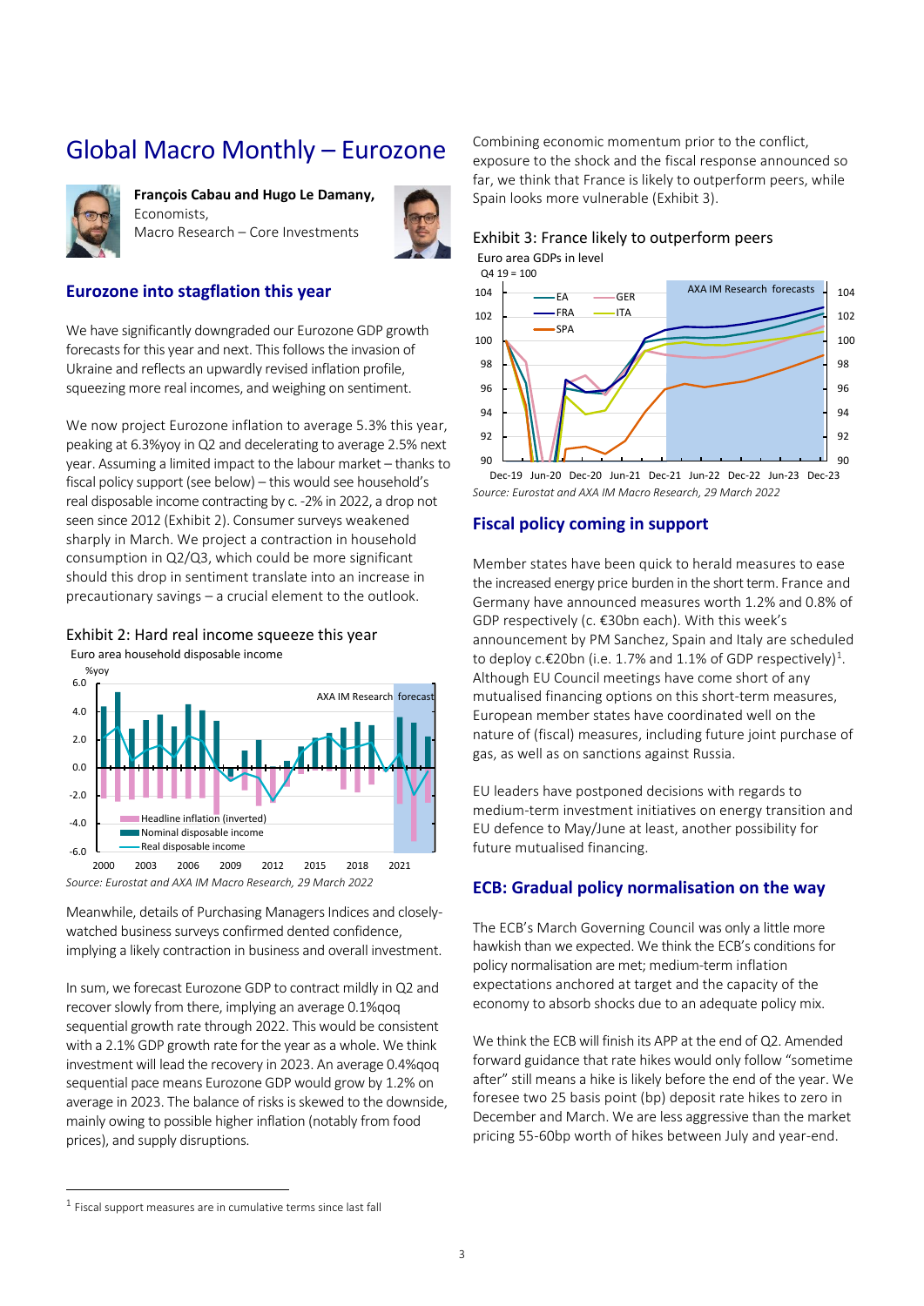# Global Macro Monthly – Eurozone

**François Cabau and Hugo Le Damany,** Economists,
Macro Research – Core Investments

## Eurozone into stagflation this year

We have significantly downgraded our Eurozone GDP growth forecasts for this year and next. This follows the invasion of Ukraine and reflects an upwardly revised inflation profile, squeezing more real incomes, and weighing on sentiment.

We now project Eurozone inflation to average 5.3% this year, peaking at 6.3%yoy in Q2 and decelerating to average 2.5% next year. Assuming a limited impact to the labour market – thanks to fiscal policy support (see below) – this would see household's real disposable income contracting by c. -2% in 2022, a drop not seen since 2012 (Exhibit 2). Consumer surveys weakened sharply in March. We project a contraction in household consumption in Q2/Q3, which could be more significant should this drop in sentiment translate into an increase in precautionary savings – a crucial element to the outlook.

Exhibit 2: Hard real income squeeze this year

Euro area household disposable income

*Source: Eurostat and AXA IM Macro Research, 29 March 2022*

Meanwhile, details of Purchasing Managers Indices and closely-watched business surveys confirmed dented confidence, implying a likely contraction in business and overall investment.

In sum, we forecast Eurozone GDP to contract mildly in Q2 and recover slowly from there, implying an average 0.1%qoq sequential growth rate through 2022. This would be consistent with a 2.1% GDP growth rate for the year as a whole. We think investment will lead the recovery in 2023. An average 0.4%qoq sequential pace means Eurozone GDP would grow by 1.2% on average in 2023. The balance of risks is skewed to the downside, mainly owing to possible higher inflation (notably from food prices), and supply disruptions.

Combining economic momentum prior to the conflict, exposure to the shock and the fiscal response announced so far, we think that France is likely to outperform peers, while Spain looks more vulnerable (Exhibit 3).

Exhibit 3: France likely to outperform peers

Euro area GDPs in level

*Source: Eurostat and AXA IM Macro Research, 29 March 2022*

## Fiscal policy coming in support

Member states have been quick to herald measures to ease the increased energy price burden in the short term. France and Germany have announced measures worth 1.2% and 0.8% of GDP respectively (c. €30bn each). With this week's announcement by PM Sanchez, Spain and Italy are scheduled to deploy c.€20bn (i.e. 1.7% and 1.1% of GDP respectively)[1]. Although EU Council meetings have come short of any mutualised financing options on this short-term measures, European member states have coordinated well on the nature of (fiscal) measures, including future joint purchase of gas, as well as on sanctions against Russia.

EU leaders have postponed decisions with regards to medium-term investment initiatives on energy transition and EU defence to May/June at least, another possibility for future mutualised financing.

## ECB: Gradual policy normalisation on the way

The ECB's March Governing Council was only a little more hawkish than we expected. We think the ECB's conditions for policy normalisation are met; medium-term inflation expectations anchored at target and the capacity of the economy to absorb shocks due to an adequate policy mix.

We think the ECB will finish its APP at the end of Q2. Amended forward guidance that rate hikes would only follow "sometime after" still means a hike is likely before the end of the year. We foresee two 25 basis point (bp) deposit rate hikes to zero in December and March. We are less aggressive than the market pricing 55-60bp worth of hikes between July and year-end.

---

[1] Fiscal support measures are in cumulative terms since last fall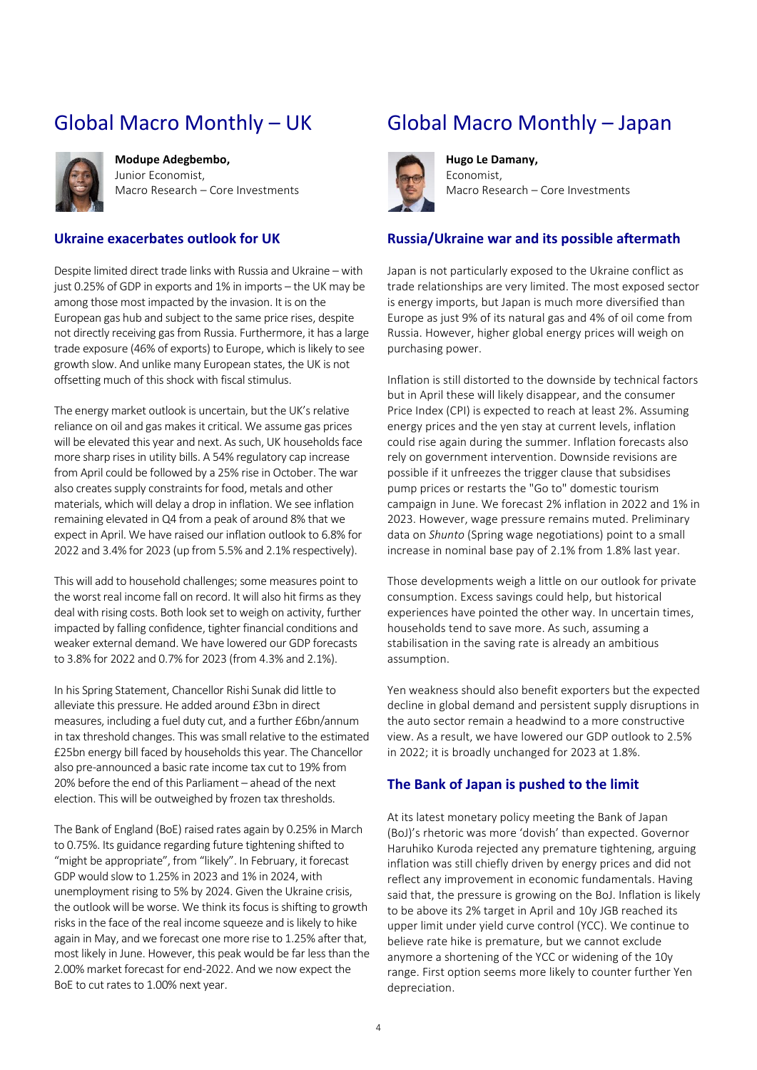# Global Macro Monthly – UK

**Modupe Adegbembo,**
Junior Economist,
Macro Research – Core Investments

## Ukraine exacerbates outlook for UK

Despite limited direct trade links with Russia and Ukraine – with just 0.25% of GDP in exports and 1% in imports – the UK may be among those most impacted by the invasion. It is on the European gas hub and subject to the same price rises, despite not directly receiving gas from Russia. Furthermore, it has a large trade exposure (46% of exports) to Europe, which is likely to see growth slow. And unlike many European states, the UK is not offsetting much of this shock with fiscal stimulus.

The energy market outlook is uncertain, but the UK's relative reliance on oil and gas makes it critical. We assume gas prices will be elevated this year and next. As such, UK households face more sharp rises in utility bills. A 54% regulatory cap increase from April could be followed by a 25% rise in October. The war also creates supply constraints for food, metals and other materials, which will delay a drop in inflation. We see inflation remaining elevated in Q4 from a peak of around 8% that we expect in April. We have raised our inflation outlook to 6.8% for 2022 and 3.4% for 2023 (up from 5.5% and 2.1% respectively).

This will add to household challenges; some measures point to the worst real income fall on record. It will also hit firms as they deal with rising costs. Both look set to weigh on activity, further impacted by falling confidence, tighter financial conditions and weaker external demand. We have lowered our GDP forecasts to 3.8% for 2022 and 0.7% for 2023 (from 4.3% and 2.1%).

In his Spring Statement, Chancellor Rishi Sunak did little to alleviate this pressure. He added around £3bn in direct measures, including a fuel duty cut, and a further £6bn/annum in tax threshold changes. This was small relative to the estimated £25bn energy bill faced by households this year. The Chancellor also pre-announced a basic rate income tax cut to 19% from 20% before the end of this Parliament – ahead of the next election. This will be outweighed by frozen tax thresholds.

The Bank of England (BoE) raised rates again by 0.25% in March to 0.75%. Its guidance regarding future tightening shifted to "might be appropriate", from "likely". In February, it forecast GDP would slow to 1.25% in 2023 and 1% in 2024, with unemployment rising to 5% by 2024. Given the Ukraine crisis, the outlook will be worse. We think its focus is shifting to growth risks in the face of the real income squeeze and is likely to hike again in May, and we forecast one more rise to 1.25% after that, most likely in June. However, this peak would be far less than the 2.00% market forecast for end-2022. And we now expect the BoE to cut rates to 1.00% next year.

# Global Macro Monthly – Japan

**Hugo Le Damany,**
Economist,
Macro Research – Core Investments

## Russia/Ukraine war and its possible aftermath

Japan is not particularly exposed to the Ukraine conflict as trade relationships are very limited. The most exposed sector is energy imports, but Japan is much more diversified than Europe as just 9% of its natural gas and 4% of oil come from Russia. However, higher global energy prices will weigh on purchasing power.

Inflation is still distorted to the downside by technical factors but in April these will likely disappear, and the consumer Price Index (CPI) is expected to reach at least 2%. Assuming energy prices and the yen stay at current levels, inflation could rise again during the summer. Inflation forecasts also rely on government intervention. Downside revisions are possible if it unfreezes the trigger clause that subsidises pump prices or restarts the "Go to" domestic tourism campaign in June. We forecast 2% inflation in 2022 and 1% in 2023. However, wage pressure remains muted. Preliminary data on *Shunto* (Spring wage negotiations) point to a small increase in nominal base pay of 2.1% from 1.8% last year.

Those developments weigh a little on our outlook for private consumption. Excess savings could help, but historical experiences have pointed the other way. In uncertain times, households tend to save more. As such, assuming a stabilisation in the saving rate is already an ambitious assumption.

Yen weakness should also benefit exporters but the expected decline in global demand and persistent supply disruptions in the auto sector remain a headwind to a more constructive view. As a result, we have lowered our GDP outlook to 2.5% in 2022; it is broadly unchanged for 2023 at 1.8%.

## The Bank of Japan is pushed to the limit

At its latest monetary policy meeting the Bank of Japan (BoJ)'s rhetoric was more 'dovish' than expected. Governor Haruhiko Kuroda rejected any premature tightening, arguing inflation was still chiefly driven by energy prices and did not reflect any improvement in economic fundamentals. Having said that, the pressure is growing on the BoJ. Inflation is likely to be above its 2% target in April and 10y JGB reached its upper limit under yield curve control (YCC). We continue to believe rate hike is premature, but we cannot exclude anymore a shortening of the YCC or widening of the 10y range. First option seems more likely to counter further Yen depreciation.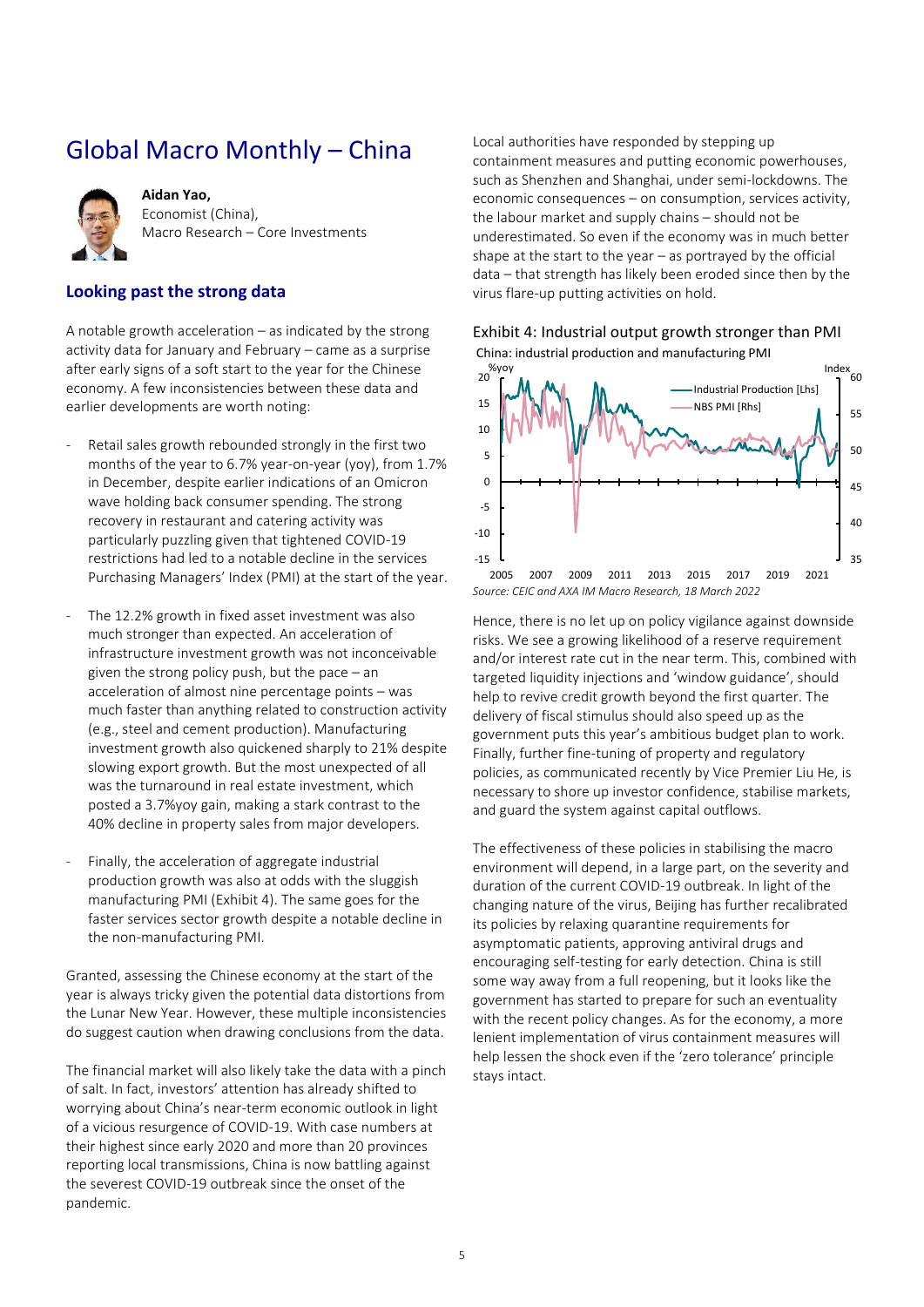# Global Macro Monthly – China

**Aidan Yao,**
Economist (China),
Macro Research – Core Investments

## Looking past the strong data

A notable growth acceleration – as indicated by the strong activity data for January and February – came as a surprise after early signs of a soft start to the year for the Chinese economy. A few inconsistencies between these data and earlier developments are worth noting:

- Retail sales growth rebounded strongly in the first two months of the year to 6.7% year-on-year (yoy), from 1.7% in December, despite earlier indications of an Omicron wave holding back consumer spending. The strong recovery in restaurant and catering activity was particularly puzzling given that tightened COVID-19 restrictions had led to a notable decline in the services Purchasing Managers' Index (PMI) at the start of the year.

- The 12.2% growth in fixed asset investment was also much stronger than expected. An acceleration of infrastructure investment growth was not inconceivable given the strong policy push, but the pace – an acceleration of almost nine percentage points – was much faster than anything related to construction activity (e.g., steel and cement production). Manufacturing investment growth also quickened sharply to 21% despite slowing export growth. But the most unexpected of all was the turnaround in real estate investment, which posted a 3.7%yoy gain, making a stark contrast to the 40% decline in property sales from major developers.

- Finally, the acceleration of aggregate industrial production growth was also at odds with the sluggish manufacturing PMI (Exhibit 4). The same goes for the faster services sector growth despite a notable decline in the non-manufacturing PMI.

Granted, assessing the Chinese economy at the start of the year is always tricky given the potential data distortions from the Lunar New Year. However, these multiple inconsistencies do suggest caution when drawing conclusions from the data.

The financial market will also likely take the data with a pinch of salt. In fact, investors' attention has already shifted to worrying about China's near-term economic outlook in light of a vicious resurgence of COVID-19. With case numbers at their highest since early 2020 and more than 20 provinces reporting local transmissions, China is now battling against the severest COVID-19 outbreak since the onset of the pandemic.

Local authorities have responded by stepping up containment measures and putting economic powerhouses, such as Shenzhen and Shanghai, under semi-lockdowns. The economic consequences – on consumption, services activity, the labour market and supply chains – should not be underestimated. So even if the economy was in much better shape at the start to the year – as portrayed by the official data – that strength has likely been eroded since then by the virus flare-up putting activities on hold.

Exhibit 4: Industrial output growth stronger than PMI

China: industrial production and manufacturing PMI

*Source: CEIC and AXA IM Macro Research, 18 March 2022*

Hence, there is no let up on policy vigilance against downside risks. We see a growing likelihood of a reserve requirement and/or interest rate cut in the near term. This, combined with targeted liquidity injections and 'window guidance', should help to revive credit growth beyond the first quarter. The delivery of fiscal stimulus should also speed up as the government puts this year's ambitious budget plan to work. Finally, further fine-tuning of property and regulatory policies, as communicated recently by Vice Premier Liu He, is necessary to shore up investor confidence, stabilise markets, and guard the system against capital outflows.

The effectiveness of these policies in stabilising the macro environment will depend, in a large part, on the severity and duration of the current COVID-19 outbreak. In light of the changing nature of the virus, Beijing has further recalibrated its policies by relaxing quarantine requirements for asymptomatic patients, approving antiviral drugs and encouraging self-testing for early detection. China is still some way away from a full reopening, but it looks like the government has started to prepare for such an eventuality with the recent policy changes. As for the economy, a more lenient implementation of virus containment measures will help lessen the shock even if the 'zero tolerance' principle stays intact.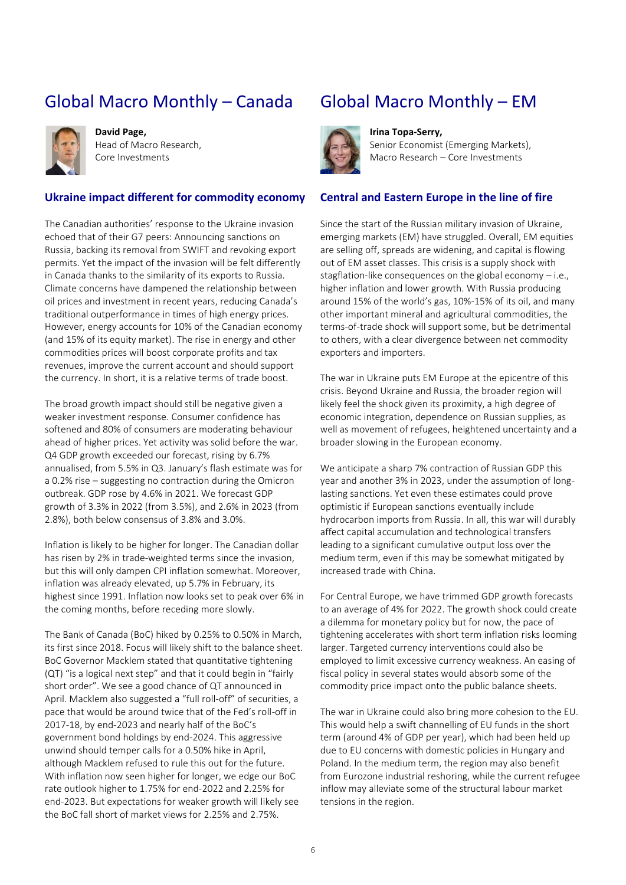# Global Macro Monthly – Canada

**David Page,**
Head of Macro Research,
Core Investments

## Ukraine impact different for commodity economy

The Canadian authorities' response to the Ukraine invasion echoed that of their G7 peers: Announcing sanctions on Russia, backing its removal from SWIFT and revoking export permits. Yet the impact of the invasion will be felt differently in Canada thanks to the similarity of its exports to Russia. Climate concerns have dampened the relationship between oil prices and investment in recent years, reducing Canada's traditional outperformance in times of high energy prices. However, energy accounts for 10% of the Canadian economy (and 15% of its equity market). The rise in energy and other commodities prices will boost corporate profits and tax revenues, improve the current account and should support the currency. In short, it is a relative terms of trade boost.

The broad growth impact should still be negative given a weaker investment response. Consumer confidence has softened and 80% of consumers are moderating behaviour ahead of higher prices. Yet activity was solid before the war. Q4 GDP growth exceeded our forecast, rising by 6.7% annualised, from 5.5% in Q3. January's flash estimate was for a 0.2% rise – suggesting no contraction during the Omicron outbreak. GDP rose by 4.6% in 2021. We forecast GDP growth of 3.3% in 2022 (from 3.5%), and 2.6% in 2023 (from 2.8%), both below consensus of 3.8% and 3.0%.

Inflation is likely to be higher for longer. The Canadian dollar has risen by 2% in trade-weighted terms since the invasion, but this will only dampen CPI inflation somewhat. Moreover, inflation was already elevated, up 5.7% in February, its highest since 1991. Inflation now looks set to peak over 6% in the coming months, before receding more slowly.

The Bank of Canada (BoC) hiked by 0.25% to 0.50% in March, its first since 2018. Focus will likely shift to the balance sheet. BoC Governor Macklem stated that quantitative tightening (QT) "is a logical next step" and that it could begin in "fairly short order". We see a good chance of QT announced in April. Macklem also suggested a "full roll-off" of securities, a pace that would be around twice that of the Fed's roll-off in 2017-18, by end-2023 and nearly half of the BoC's government bond holdings by end-2024. This aggressive unwind should temper calls for a 0.50% hike in April, although Macklem refused to rule this out for the future. With inflation now seen higher for longer, we edge our BoC rate outlook higher to 1.75% for end-2022 and 2.25% for end-2023. But expectations for weaker growth will likely see the BoC fall short of market views for 2.25% and 2.75%.

# Global Macro Monthly – EM

**Irina Topa-Serry,**
Senior Economist (Emerging Markets),
Macro Research – Core Investments

## Central and Eastern Europe in the line of fire

Since the start of the Russian military invasion of Ukraine, emerging markets (EM) have struggled. Overall, EM equities are selling off, spreads are widening, and capital is flowing out of EM asset classes. This crisis is a supply shock with stagflation-like consequences on the global economy – i.e., higher inflation and lower growth. With Russia producing around 15% of the world's gas, 10%-15% of its oil, and many other important mineral and agricultural commodities, the terms-of-trade shock will support some, but be detrimental to others, with a clear divergence between net commodity exporters and importers.

The war in Ukraine puts EM Europe at the epicentre of this crisis. Beyond Ukraine and Russia, the broader region will likely feel the shock given its proximity, a high degree of economic integration, dependence on Russian supplies, as well as movement of refugees, heightened uncertainty and a broader slowing in the European economy.

We anticipate a sharp 7% contraction of Russian GDP this year and another 3% in 2023, under the assumption of long-lasting sanctions. Yet even these estimates could prove optimistic if European sanctions eventually include hydrocarbon imports from Russia. In all, this war will durably affect capital accumulation and technological transfers leading to a significant cumulative output loss over the medium term, even if this may be somewhat mitigated by increased trade with China.

For Central Europe, we have trimmed GDP growth forecasts to an average of 4% for 2022. The growth shock could create a dilemma for monetary policy but for now, the pace of tightening accelerates with short term inflation risks looming larger. Targeted currency interventions could also be employed to limit excessive currency weakness. An easing of fiscal policy in several states would absorb some of the commodity price impact onto the public balance sheets.

The war in Ukraine could also bring more cohesion to the EU. This would help a swift channelling of EU funds in the short term (around 4% of GDP per year), which had been held up due to EU concerns with domestic policies in Hungary and Poland. In the medium term, the region may also benefit from Eurozone industrial reshoring, while the current refugee inflow may alleviate some of the structural labour market tensions in the region.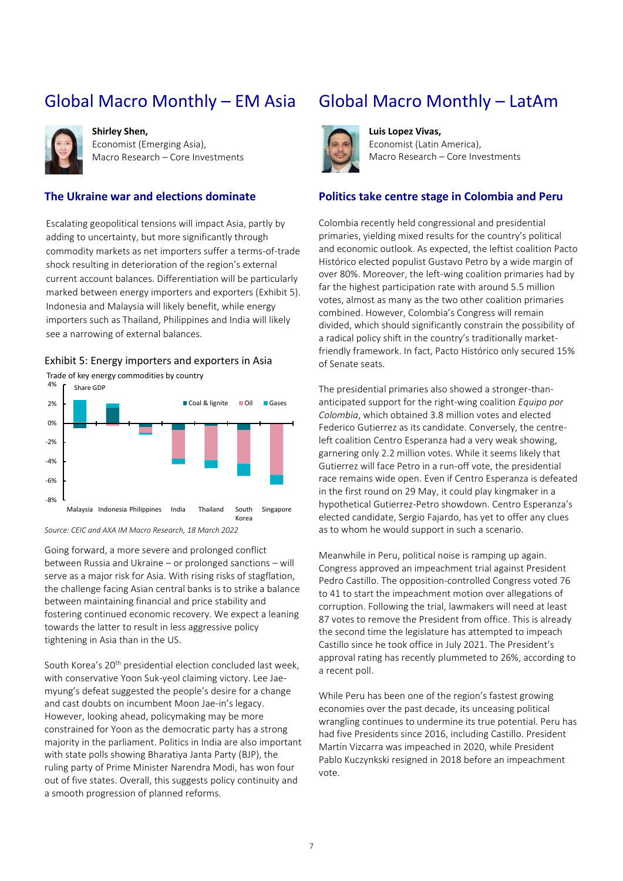# Global Macro Monthly – EM Asia

**Shirley Shen,**
Economist (Emerging Asia),
Macro Research – Core Investments

## The Ukraine war and elections dominate

Escalating geopolitical tensions will impact Asia, partly by adding to uncertainty, but more significantly through commodity markets as net importers suffer a terms-of-trade shock resulting in deterioration of the region's external current account balances. Differentiation will be particularly marked between energy importers and exporters (Exhibit 5). Indonesia and Malaysia will likely benefit, while energy importers such as Thailand, Philippines and India will likely see a narrowing of external balances.

Exhibit 5: Energy importers and exporters in Asia

Trade of key energy commodities by country

Share GDP

Coal & lignite · Oil · Gases

Malaysia · Indonesia · Philippines · India · Thailand · South Korea · Singapore

Source: CEIC and AXA IM Macro Research, 18 March 2022

Going forward, a more severe and prolonged conflict between Russia and Ukraine – or prolonged sanctions – will serve as a major risk for Asia. With rising risks of stagflation, the challenge facing Asian central banks is to strike a balance between maintaining financial and price stability and fostering continued economic recovery. We expect a leaning towards the latter to result in less aggressive policy tightening in Asia than in the US.

South Korea's 20th presidential election concluded last week, with conservative Yoon Suk-yeol claiming victory. Lee Jae-myung's defeat suggested the people's desire for a change and cast doubts on incumbent Moon Jae-in's legacy. However, looking ahead, policymaking may be more constrained for Yoon as the democratic party has a strong majority in the parliament. Politics in India are also important with state polls showing Bharatiya Janta Party (BJP), the ruling party of Prime Minister Narendra Modi, has won four out of five states. Overall, this suggests policy continuity and a smooth progression of planned reforms.

# Global Macro Monthly – LatAm

**Luis Lopez Vivas,**
Economist (Latin America),
Macro Research – Core Investments

## Politics take centre stage in Colombia and Peru

Colombia recently held congressional and presidential primaries, yielding mixed results for the country's political and economic outlook. As expected, the leftist coalition Pacto Histórico elected populist Gustavo Petro by a wide margin of over 80%. Moreover, the left-wing coalition primaries had by far the highest participation rate with around 5.5 million votes, almost as many as the two other coalition primaries combined. However, Colombia's Congress will remain divided, which should significantly constrain the possibility of a radical policy shift in the country's traditionally market-friendly framework. In fact, Pacto Histórico only secured 15% of Senate seats.

The presidential primaries also showed a stronger-than-anticipated support for the right-wing coalition *Equipo por Colombia*, which obtained 3.8 million votes and elected Federico Gutierrez as its candidate. Conversely, the centre-left coalition Centro Esperanza had a very weak showing, garnering only 2.2 million votes. While it seems likely that Gutierrez will face Petro in a run-off vote, the presidential race remains wide open. Even if Centro Esperanza is defeated in the first round on 29 May, it could play kingmaker in a hypothetical Gutierrez-Petro showdown. Centro Esperanza's elected candidate, Sergio Fajardo, has yet to offer any clues as to whom he would support in such a scenario.

Meanwhile in Peru, political noise is ramping up again. Congress approved an impeachment trial against President Pedro Castillo. The opposition-controlled Congress voted 76 to 41 to start the impeachment motion over allegations of corruption. Following the trial, lawmakers will need at least 87 votes to remove the President from office. This is already the second time the legislature has attempted to impeach Castillo since he took office in July 2021. The President's approval rating has recently plummeted to 26%, according to a recent poll.

While Peru has been one of the region's fastest growing economies over the past decade, its unceasing political wrangling continues to undermine its true potential. Peru has had five Presidents since 2016, including Castillo. President Martín Vizcarra was impeached in 2020, while President Pablo Kuczynkski resigned in 2018 before an impeachment vote.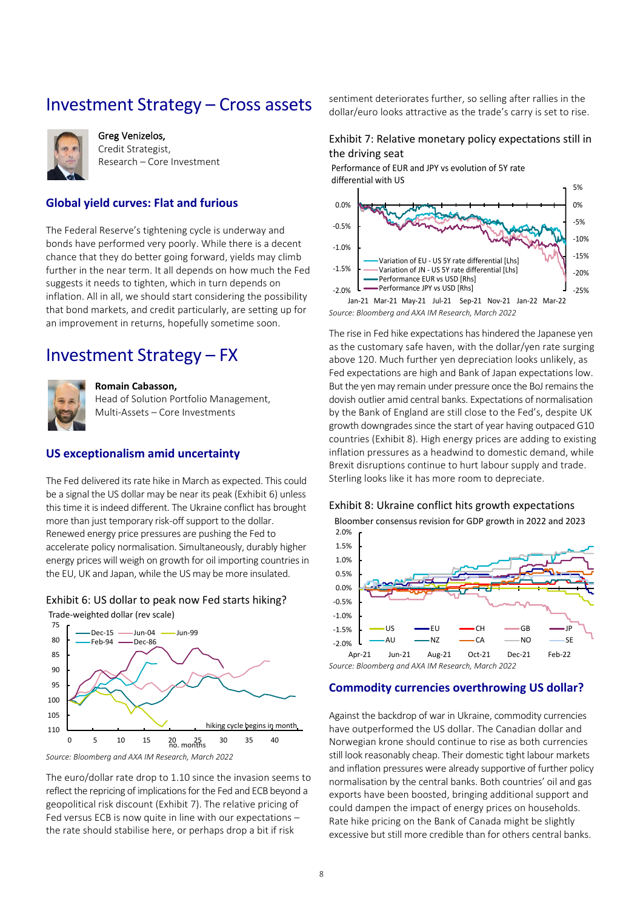# Investment Strategy – Cross assets

**Greg Venizelos,**
Credit Strategist,
Research – Core Investment

### Global yield curves: Flat and furious

The Federal Reserve's tightening cycle is underway and bonds have performed very poorly. While there is a decent chance that they do better going forward, yields may climb further in the near term. It all depends on how much the Fed suggests it needs to tighten, which in turn depends on inflation. All in all, we should start considering the possibility that bond markets, and credit particularly, are setting up for an improvement in returns, hopefully sometime soon.

# Investment Strategy – FX

**Romain Cabasson,**
Head of Solution Portfolio Management,
Multi-Assets – Core Investments

### US exceptionalism amid uncertainty

The Fed delivered its rate hike in March as expected. This could be a signal the US dollar may be near its peak (Exhibit 6) unless this time it is indeed different. The Ukraine conflict has brought more than just temporary risk-off support to the dollar. Renewed energy price pressures are pushing the Fed to accelerate policy normalisation. Simultaneously, durably higher energy prices will weigh on growth for oil importing countries in the EU, UK and Japan, while the US may be more insulated.

Exhibit 6: US dollar to peak now Fed starts hiking?

Trade-weighted dollar (rev scale)

Source: Bloomberg and AXA IM Research, March 2022

The euro/dollar rate drop to 1.10 since the invasion seems to reflect the repricing of implications for the Fed and ECB beyond a geopolitical risk discount (Exhibit 7). The relative pricing of Fed versus ECB is now quite in line with our expectations – the rate should stabilise here, or perhaps drop a bit if risk sentiment deteriorates further, so selling after rallies in the dollar/euro looks attractive as the trade's carry is set to rise.

Exhibit 7: Relative monetary policy expectations still in the driving seat

Performance of EUR and JPY vs evolution of 5Y rate differential with US

Source: Bloomberg and AXA IM Research, March 2022

The rise in Fed hike expectations has hindered the Japanese yen as the customary safe haven, with the dollar/yen rate surging above 120. Much further yen depreciation looks unlikely, as Fed expectations are high and Bank of Japan expectations low. But the yen may remain under pressure once the BoJ remains the dovish outlier amid central banks. Expectations of normalisation by the Bank of England are still close to the Fed's, despite UK growth downgrades since the start of year having outpaced G10 countries (Exhibit 8). High energy prices are adding to existing inflation pressures as a headwind to domestic demand, while Brexit disruptions continue to hurt labour supply and trade. Sterling looks like it has more room to depreciate.

Exhibit 8: Ukraine conflict hits growth expectations

Bloomber consensus revision for GDP growth in 2022 and 2023

Source: Bloomberg and AXA IM Research, March 2022

### Commodity currencies overthrowing US dollar?

Against the backdrop of war in Ukraine, commodity currencies have outperformed the US dollar. The Canadian dollar and Norwegian krone should continue to rise as both currencies still look reasonably cheap. Their domestic tight labour markets and inflation pressures were already supportive of further policy normalisation by the central banks. Both countries' oil and gas exports have been boosted, bringing additional support and could dampen the impact of energy prices on households. Rate hike pricing on the Bank of Canada might be slightly excessive but still more credible than for others central banks.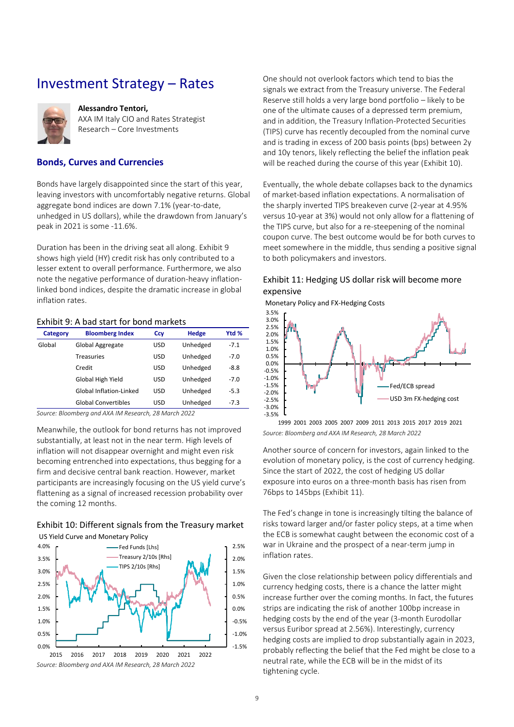# Investment Strategy – Rates

**Alessandro Tentori,**
AXA IM Italy CIO and Rates Strategist
Research – Core Investments

## Bonds, Curves and Currencies

Bonds have largely disappointed since the start of this year, leaving investors with uncomfortably negative returns. Global aggregate bond indices are down 7.1% (year-to-date, unhedged in US dollars), while the drawdown from January's peak in 2021 is some -11.6%.

Duration has been in the driving seat all along. Exhibit 9 shows high yield (HY) credit risk has only contributed to a lesser extent to overall performance. Furthermore, we also note the negative performance of duration-heavy inflation-linked bond indices, despite the dramatic increase in global inflation rates.

Exhibit 9: A bad start for bond markets

| Category | Bloomberg Index | Ccy | Hedge | Ytd % |
|---|---|---|---|---|
| Global | Global Aggregate | USD | Unhedged | -7.1 |
| | Treasuries | USD | Unhedged | -7.0 |
| | Credit | USD | Unhedged | -8.8 |
| | Global High Yield | USD | Unhedged | -7.0 |
| | Global Inflation-Linked | USD | Unhedged | -5.3 |
| | Global Convertibles | USD | Unhedged | -7.3 |

*Source: Bloomberg and AXA IM Research, 28 March 2022*

Meanwhile, the outlook for bond returns has not improved substantially, at least not in the near term. High levels of inflation will not disappear overnight and might even risk becoming entrenched into expectations, thus begging for a firm and decisive central bank reaction. However, market participants are increasingly focusing on the US yield curve's flattening as a signal of increased recession probability over the coming 12 months.

Exhibit 10: Different signals from the Treasury market

US Yield Curve and Monetary Policy

*Source: Bloomberg and AXA IM Research, 28 March 2022*

One should not overlook factors which tend to bias the signals we extract from the Treasury universe. The Federal Reserve still holds a very large bond portfolio – likely to be one of the ultimate causes of a depressed term premium, and in addition, the Treasury Inflation-Protected Securities (TIPS) curve has recently decoupled from the nominal curve and is trading in excess of 200 basis points (bps) between 2y and 10y tenors, likely reflecting the belief the inflation peak will be reached during the course of this year (Exhibit 10).

Eventually, the whole debate collapses back to the dynamics of market-based inflation expectations. A normalisation of the sharply inverted TIPS breakeven curve (2-year at 4.95% versus 10-year at 3%) would not only allow for a flattening of the TIPS curve, but also for a re-steepening of the nominal coupon curve. The best outcome would be for both curves to meet somewhere in the middle, thus sending a positive signal to both policymakers and investors.

Exhibit 11: Hedging US dollar risk will become more expensive

Monetary Policy and FX-Hedging Costs

*Source: Bloomberg and AXA IM Research, 28 March 2022*

Another source of concern for investors, again linked to the evolution of monetary policy, is the cost of currency hedging. Since the start of 2022, the cost of hedging US dollar exposure into euros on a three-month basis has risen from 76bps to 145bps (Exhibit 11).

The Fed's change in tone is increasingly tilting the balance of risks toward larger and/or faster policy steps, at a time when the ECB is somewhat caught between the economic cost of a war in Ukraine and the prospect of a near-term jump in inflation rates.

Given the close relationship between policy differentials and currency hedging costs, there is a chance the latter might increase further over the coming months. In fact, the futures strips are indicating the risk of another 100bp increase in hedging costs by the end of the year (3-month Eurodollar versus Euribor spread at 2.56%). Interestingly, currency hedging costs are implied to drop substantially again in 2023, probably reflecting the belief that the Fed might be close to a neutral rate, while the ECB will be in the midst of its tightening cycle.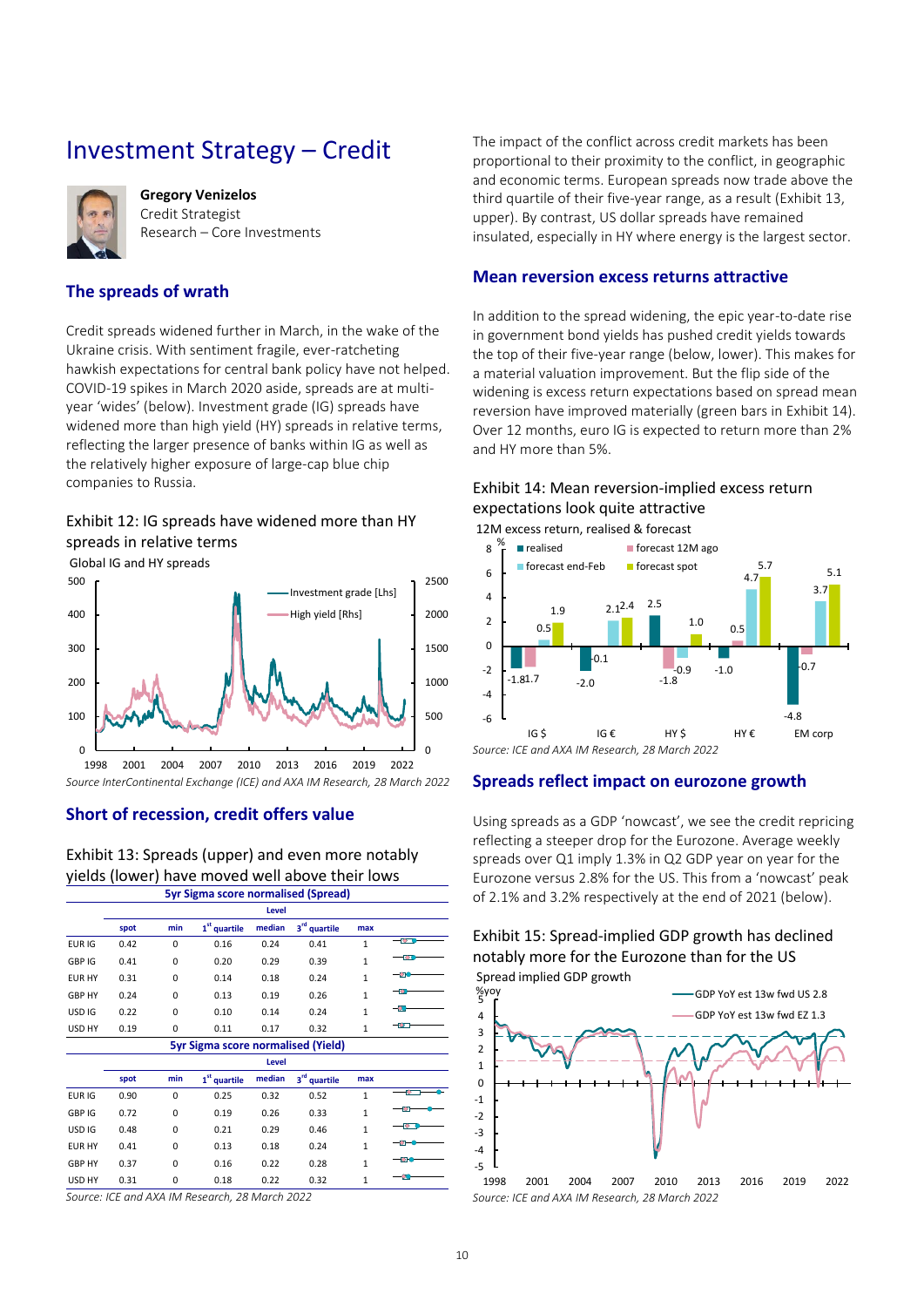# Investment Strategy – Credit

**Gregory Venizelos**
Credit Strategist
Research – Core Investments

## The spreads of wrath

Credit spreads widened further in March, in the wake of the Ukraine crisis. With sentiment fragile, ever-ratcheting hawkish expectations for central bank policy have not helped. COVID-19 spikes in March 2020 aside, spreads are at multi-year 'wides' (below). Investment grade (IG) spreads have widened more than high yield (HY) spreads in relative terms, reflecting the larger presence of banks within IG as well as the relatively higher exposure of large-cap blue chip companies to Russia.

Exhibit 12: IG spreads have widened more than HY spreads in relative terms

Global IG and HY spreads

*Source InterContinental Exchange (ICE) and AXA IM Research, 28 March 2022*

## Short of recession, credit offers value

Exhibit 13: Spreads (upper) and even more notably yields (lower) have moved well above their lows

**5yr Sigma score normalised (Spread)**

| | spot | min | 1st quartile | median | 3rd quartile | max |
|---|---|---|---|---|---|---|
| EUR IG | 0.42 | 0 | 0.16 | 0.24 | 0.41 | 1 |
| GBP IG | 0.41 | 0 | 0.20 | 0.29 | 0.39 | 1 |
| EUR HY | 0.31 | 0 | 0.14 | 0.18 | 0.24 | 1 |
| GBP HY | 0.24 | 0 | 0.13 | 0.19 | 0.26 | 1 |
| USD IG | 0.22 | 0 | 0.10 | 0.14 | 0.24 | 1 |
| USD HY | 0.19 | 0 | 0.11 | 0.17 | 0.32 | 1 |

**5yr Sigma score normalised (Yield)**

| | spot | min | 1st quartile | median | 3rd quartile | max |
|---|---|---|---|---|---|---|
| EUR IG | 0.90 | 0 | 0.25 | 0.32 | 0.52 | 1 |
| GBP IG | 0.72 | 0 | 0.19 | 0.26 | 0.33 | 1 |
| USD IG | 0.48 | 0 | 0.21 | 0.29 | 0.46 | 1 |
| EUR HY | 0.41 | 0 | 0.13 | 0.18 | 0.24 | 1 |
| GBP HY | 0.37 | 0 | 0.16 | 0.22 | 0.28 | 1 |
| USD HY | 0.31 | 0 | 0.18 | 0.22 | 0.32 | 1 |

*Source: ICE and AXA IM Research, 28 March 2022*

The impact of the conflict across credit markets has been proportional to their proximity to the conflict, in geographic and economic terms. European spreads now trade above the third quartile of their five-year range, as a result (Exhibit 13, upper). By contrast, US dollar spreads have remained insulated, especially in HY where energy is the largest sector.

## Mean reversion excess returns attractive

In addition to the spread widening, the epic year-to-date rise in government bond yields has pushed credit yields towards the top of their five-year range (below, lower). This makes for a material valuation improvement. But the flip side of the widening is excess return expectations based on spread mean reversion have improved materially (green bars in Exhibit 14). Over 12 months, euro IG is expected to return more than 2% and HY more than 5%.

Exhibit 14: Mean reversion-implied excess return expectations look quite attractive

12M excess return, realised & forecast

*Source: ICE and AXA IM Research, 28 March 2022*

## Spreads reflect impact on eurozone growth

Using spreads as a GDP 'nowcast', we see the credit repricing reflecting a steeper drop for the Eurozone. Average weekly spreads over Q1 imply 1.3% in Q2 GDP year on year for the Eurozone versus 2.8% for the US. This from a 'nowcast' peak of 2.1% and 3.2% respectively at the end of 2021 (below).

Exhibit 15: Spread-implied GDP growth has declined notably more for the Eurozone than for the US

Spread implied GDP growth

*Source: ICE and AXA IM Research, 28 March 2022*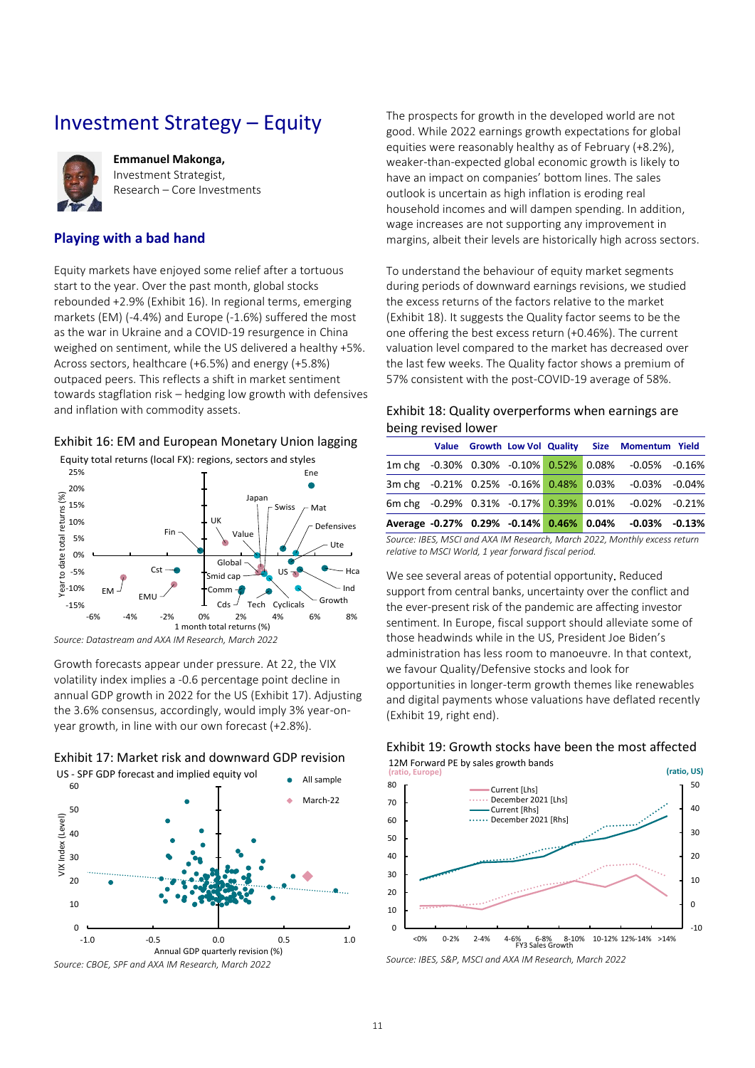# Investment Strategy – Equity

**Emmanuel Makonga,**
Investment Strategist,
Research – Core Investments

### Playing with a bad hand

Equity markets have enjoyed some relief after a tortuous start to the year. Over the past month, global stocks rebounded +2.9% (Exhibit 16). In regional terms, emerging markets (EM) (-4.4%) and Europe (-1.6%) suffered the most as the war in Ukraine and a COVID-19 resurgence in China weighed on sentiment, while the US delivered a healthy +5%. Across sectors, healthcare (+6.5%) and energy (+5.8%) outpaced peers. This reflects a shift in market sentiment towards stagflation risk – hedging low growth with defensives and inflation with commodity assets.

Exhibit 16: EM and European Monetary Union lagging

Source: Datastream and AXA IM Research, March 2022

Growth forecasts appear under pressure. At 22, the VIX volatility index implies a -0.6 percentage point decline in annual GDP growth in 2022 for the US (Exhibit 17). Adjusting the 3.6% consensus, accordingly, would imply 3% year-on-year growth, in line with our own forecast (+2.8%).

Exhibit 17: Market risk and downward GDP revision

Source: CBOE, SPF and AXA IM Research, March 2022

The prospects for growth in the developed world are not good. While 2022 earnings growth expectations for global equities were reasonably healthy as of February (+8.2%), weaker-than-expected global economic growth is likely to have an impact on companies' bottom lines. The sales outlook is uncertain as high inflation is eroding real household incomes and will dampen spending. In addition, wage increases are not supporting any improvement in margins, albeit their levels are historically high across sectors.

To understand the behaviour of equity market segments during periods of downward earnings revisions, we studied the excess returns of the factors relative to the market (Exhibit 18). It suggests the Quality factor seems to be the one offering the best excess return (+0.46%). The current valuation level compared to the market has decreased over the last few weeks. The Quality factor shows a premium of 57% consistent with the post-COVID-19 average of 58%.

Exhibit 18: Quality overperforms when earnings are being revised lower

| | Value | Growth | Low Vol | Quality | Size | Momentum | Yield |
|---|---|---|---|---|---|---|---|
| 1m chg | -0.30% | 0.30% | -0.10% | 0.52% | 0.08% | -0.05% | -0.16% |
| 3m chg | -0.21% | 0.25% | -0.16% | 0.48% | 0.03% | -0.03% | -0.04% |
| 6m chg | -0.29% | 0.31% | -0.17% | 0.39% | 0.01% | -0.02% | -0.21% |
| **Average** | **-0.27%** | **0.29%** | **-0.14%** | **0.46%** | **0.04%** | **-0.03%** | **-0.13%** |

*Source: IBES, MSCI and AXA IM Research, March 2022, Monthly excess return relative to MSCI World, 1 year forward fiscal period.*

We see several areas of potential opportunity. Reduced support from central banks, uncertainty over the conflict and the ever-present risk of the pandemic are affecting investor sentiment. In Europe, fiscal support should alleviate some of those headwinds while in the US, President Joe Biden's administration has less room to manoeuvre. In that context, we favour Quality/Defensive stocks and look for opportunities in longer-term growth themes like renewables and digital payments whose valuations have deflated recently (Exhibit 19, right end).

Exhibit 19: Growth stocks have been the most affected

Source: IBES, S&P, MSCI and AXA IM Research, March 2022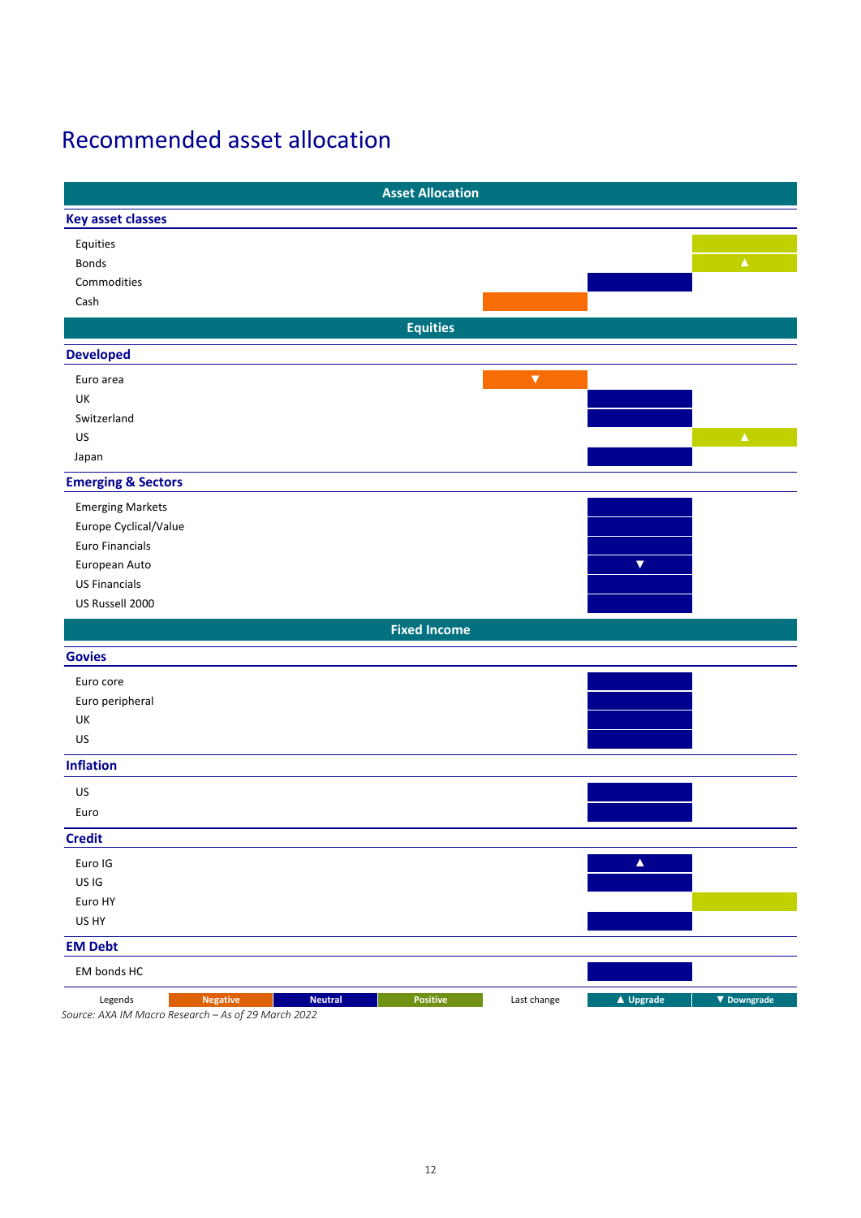# Recommended asset allocation

| Asset Allocation | Negative | Neutral | Positive |
|---|---|---|---|
| **Key asset classes** | | | |
| Equities | | | Positive |
| Bonds | | | Positive ▲ |
| Commodities | | Neutral | |
| Cash | Negative | | |
| **Equities** | | | |
| **Developed** | | | |
| Euro area | Negative ▼ | | |
| UK | | Neutral | |
| Switzerland | | Neutral | |
| US | | | Positive ▲ |
| Japan | | Neutral | |
| **Emerging & Sectors** | | | |
| Emerging Markets | | Neutral | |
| Europe Cyclical/Value | | Neutral | |
| Euro Financials | | Neutral | |
| European Auto | | Neutral ▼ | |
| US Financials | | Neutral | |
| US Russell 2000 | | Neutral | |
| **Fixed Income** | | | |
| **Govies** | | | |
| Euro core | | Neutral | |
| Euro peripheral | | Neutral | |
| UK | | Neutral | |
| US | | Neutral | |
| **Inflation** | | | |
| US | | Neutral | |
| Euro | | Neutral | |
| **Credit** | | | |
| Euro IG | | Neutral ▲ | |
| US IG | | Neutral | |
| Euro HY | | | Positive |
| US HY | | Neutral | |
| **EM Debt** | | | |
| EM bonds HC | | Neutral | |

Legends: Negative | Neutral | Positive — Last change: ▲ Upgrade | ▼ Downgrade

*Source: AXA IM Macro Research – As of 29 March 2022*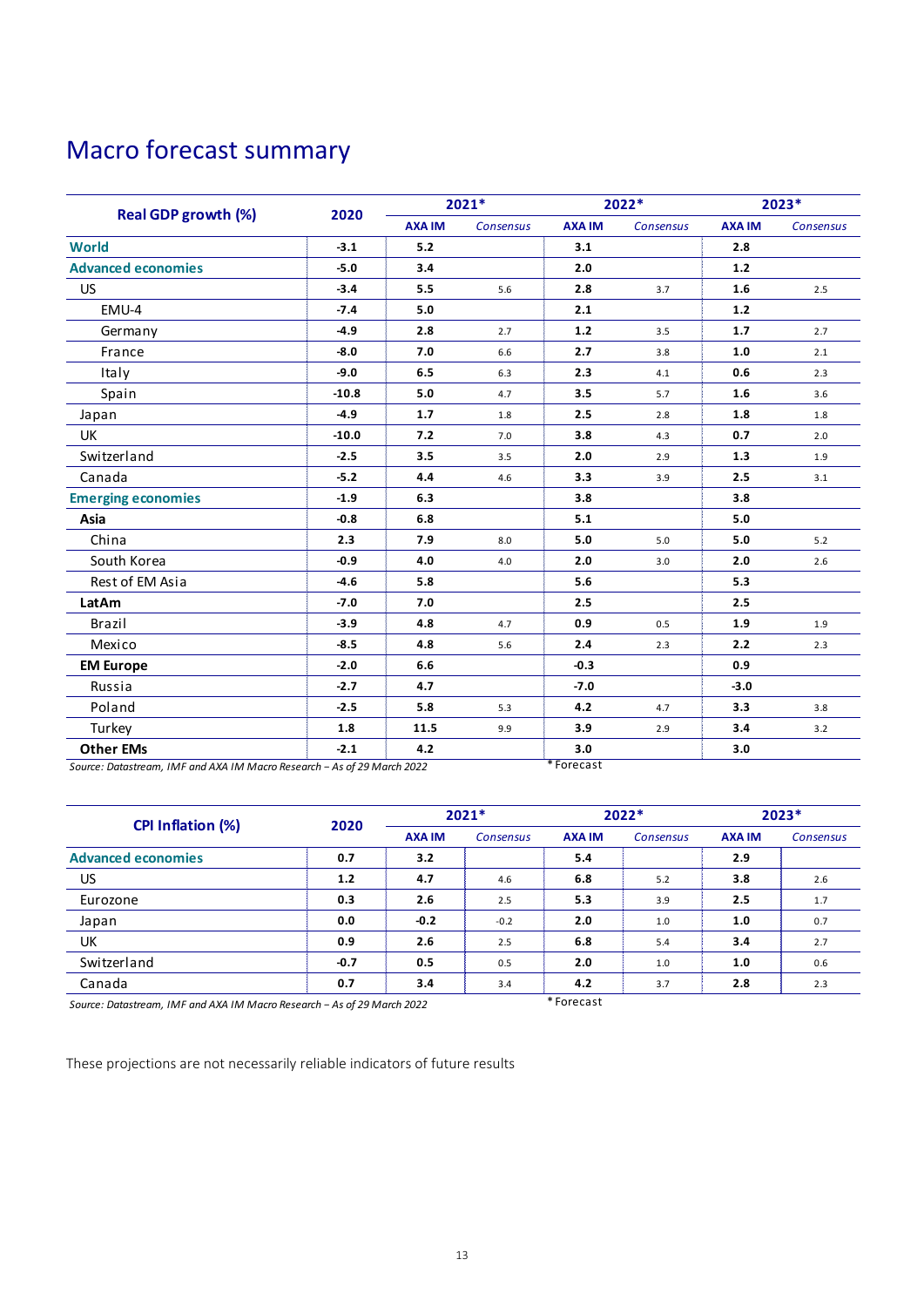# Macro forecast summary

| Real GDP growth (%) | 2020 | 2021* | | 2022* | | 2023* | |
|---|---|---|---|---|---|---|---|
| | | AXA IM | Consensus | AXA IM | Consensus | AXA IM | Consensus |
| **World** | -3.1 | 5.2 | | 3.1 | | 2.8 | |
| **Advanced economies** | -5.0 | 3.4 | | 2.0 | | 1.2 | |
| US | -3.4 | 5.5 | 5.6 | 2.8 | 3.7 | 1.6 | 2.5 |
| EMU-4 | -7.4 | 5.0 | | 2.1 | | 1.2 | |
| Germany | -4.9 | 2.8 | 2.7 | 1.2 | 3.5 | 1.7 | 2.7 |
| France | -8.0 | 7.0 | 6.6 | 2.7 | 3.8 | 1.0 | 2.1 |
| Italy | -9.0 | 6.5 | 6.3 | 2.3 | 4.1 | 0.6 | 2.3 |
| Spain | -10.8 | 5.0 | 4.7 | 3.5 | 5.7 | 1.6 | 3.6 |
| Japan | -4.9 | 1.7 | 1.8 | 2.5 | 2.8 | 1.8 | 1.8 |
| UK | -10.0 | 7.2 | 7.0 | 3.8 | 4.3 | 0.7 | 2.0 |
| Switzerland | -2.5 | 3.5 | 3.5 | 2.0 | 2.9 | 1.3 | 1.9 |
| Canada | -5.2 | 4.4 | 4.6 | 3.3 | 3.9 | 2.5 | 3.1 |
| **Emerging economies** | -1.9 | 6.3 | | 3.8 | | 3.8 | |
| **Asia** | -0.8 | 6.8 | | 5.1 | | 5.0 | |
| China | 2.3 | 7.9 | 8.0 | 5.0 | 5.0 | 5.0 | 5.2 |
| South Korea | -0.9 | 4.0 | 4.0 | 2.0 | 3.0 | 2.0 | 2.6 |
| Rest of EM Asia | -4.6 | 5.8 | | 5.6 | | 5.3 | |
| **LatAm** | -7.0 | 7.0 | | 2.5 | | 2.5 | |
| Brazil | -3.9 | 4.8 | 4.7 | 0.9 | 0.5 | 1.9 | 1.9 |
| Mexico | -8.5 | 4.8 | 5.6 | 2.4 | 2.3 | 2.2 | 2.3 |
| **EM Europe** | -2.0 | 6.6 | | -0.3 | | 0.9 | |
| Russia | -2.7 | 4.7 | | -7.0 | | -3.0 | |
| Poland | -2.5 | 5.8 | 5.3 | 4.2 | 4.7 | 3.3 | 3.8 |
| Turkey | 1.8 | 11.5 | 9.9 | 3.9 | 2.9 | 3.4 | 3.2 |
| **Other EMs** | -2.1 | 4.2 | | 3.0 | | 3.0 | |

*Source: Datastream, IMF and AXA IM Macro Research – As of 29 March 2022*

*Forecast

| CPI Inflation (%) | 2020 | 2021* | | 2022* | | 2023* | |
|---|---|---|---|---|---|---|---|
| | | AXA IM | Consensus | AXA IM | Consensus | AXA IM | Consensus |
| **Advanced economies** | 0.7 | 3.2 | | 5.4 | | 2.9 | |
| US | 1.2 | 4.7 | 4.6 | 6.8 | 5.2 | 3.8 | 2.6 |
| Eurozone | 0.3 | 2.6 | 2.5 | 5.3 | 3.9 | 2.5 | 1.7 |
| Japan | 0.0 | -0.2 | -0.2 | 2.0 | 1.0 | 1.0 | 0.7 |
| UK | 0.9 | 2.6 | 2.5 | 6.8 | 5.4 | 3.4 | 2.7 |
| Switzerland | -0.7 | 0.5 | 0.5 | 2.0 | 1.0 | 1.0 | 0.6 |
| Canada | 0.7 | 3.4 | 3.4 | 4.2 | 3.7 | 2.8 | 2.3 |

*Source: Datastream, IMF and AXA IM Macro Research – As of 29 March 2022*

*Forecast

These projections are not necessarily reliable indicators of future results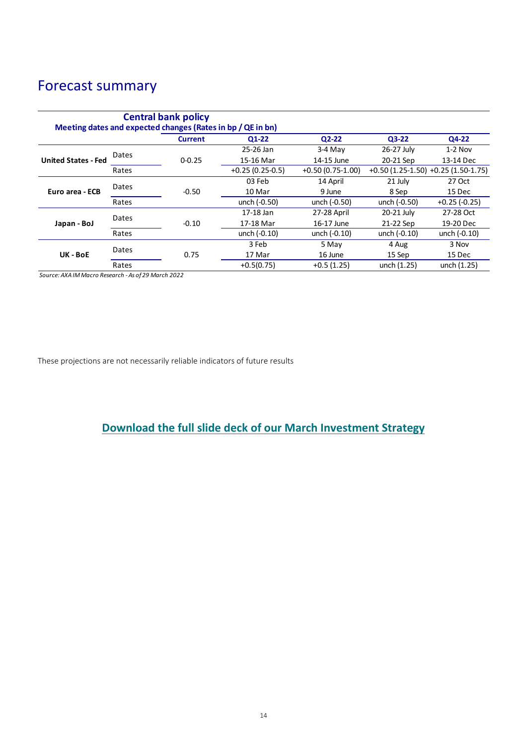# Forecast summary

**Central bank policy**
**Meeting dates and expected changes (Rates in bp / QE in bn)**

| | | Current | Q1-22 | Q2-22 | Q3-22 | Q4-22 |
|---|---|---|---|---|---|---|
| **United States - Fed** | Dates | 0-0.25 | 25-26 Jan<br>15-16 Mar | 3-4 May<br>14-15 June | 26-27 July<br>20-21 Sep | 1-2 Nov<br>13-14 Dec |
| | Rates | | +0.25 (0.25-0.5) | +0.50 (0.75-1.00) | +0.50 (1.25-1.50) | +0.25 (1.50-1.75) |
| **Euro area - ECB** | Dates | -0.50 | 03 Feb<br>10 Mar | 14 April<br>9 June | 21 July<br>8 Sep | 27 Oct<br>15 Dec |
| | Rates | | unch (-0.50) | unch (-0.50) | unch (-0.50) | +0.25 (-0.25) |
| **Japan - BoJ** | Dates | -0.10 | 17-18 Jan<br>17-18 Mar | 27-28 April<br>16-17 June | 20-21 July<br>21-22 Sep | 27-28 Oct<br>19-20 Dec |
| | Rates | | unch (-0.10) | unch (-0.10) | unch (-0.10) | unch (-0.10) |
| **UK - BoE** | Dates | 0.75 | 3 Feb<br>17 Mar | 5 May<br>16 June | 4 Aug<br>15 Sep | 3 Nov<br>15 Dec |
| | Rates | | +0.5(0.75) | +0.5 (1.25) | unch (1.25) | unch (1.25) |

*Source: AXA IM Macro Research - As of 29 March 2022*

These projections are not necessarily reliable indicators of future results

## Download the full slide deck of our March Investment Strategy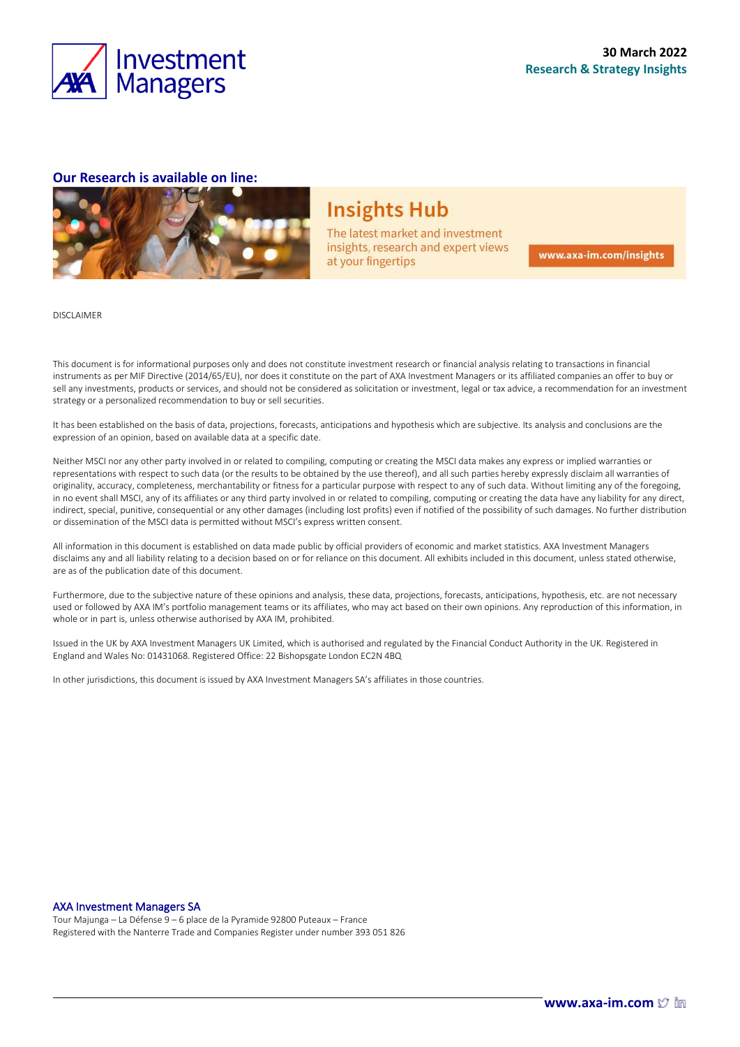30 March 2022
Research & Strategy Insights

## Our Research is available on line:

# Insights Hub

The latest market and investment insights, research and expert views at your fingertips

www.axa-im.com/insights

DISCLAIMER

This document is for informational purposes only and does not constitute investment research or financial analysis relating to transactions in financial instruments as per MIF Directive (2014/65/EU), nor does it constitute on the part of AXA Investment Managers or its affiliated companies an offer to buy or sell any investments, products or services, and should not be considered as solicitation or investment, legal or tax advice, a recommendation for an investment strategy or a personalized recommendation to buy or sell securities.

It has been established on the basis of data, projections, forecasts, anticipations and hypothesis which are subjective. Its analysis and conclusions are the expression of an opinion, based on available data at a specific date.

Neither MSCI nor any other party involved in or related to compiling, computing or creating the MSCI data makes any express or implied warranties or representations with respect to such data (or the results to be obtained by the use thereof), and all such parties hereby expressly disclaim all warranties of originality, accuracy, completeness, merchantability or fitness for a particular purpose with respect to any of such data. Without limiting any of the foregoing, in no event shall MSCI, any of its affiliates or any third party involved in or related to compiling, computing or creating the data have any liability for any direct, indirect, special, punitive, consequential or any other damages (including lost profits) even if notified of the possibility of such damages. No further distribution or dissemination of the MSCI data is permitted without MSCI's express written consent.

All information in this document is established on data made public by official providers of economic and market statistics. AXA Investment Managers disclaims any and all liability relating to a decision based on or for reliance on this document. All exhibits included in this document, unless stated otherwise, are as of the publication date of this document.

Furthermore, due to the subjective nature of these opinions and analysis, these data, projections, forecasts, anticipations, hypothesis, etc. are not necessary used or followed by AXA IM's portfolio management teams or its affiliates, who may act based on their own opinions. Any reproduction of this information, in whole or in part is, unless otherwise authorised by AXA IM, prohibited.

Issued in the UK by AXA Investment Managers UK Limited, which is authorised and regulated by the Financial Conduct Authority in the UK. Registered in England and Wales No: 01431068. Registered Office: 22 Bishopsgate London EC2N 4BQ

In other jurisdictions, this document is issued by AXA Investment Managers SA's affiliates in those countries.

AXA Investment Managers SA
Tour Majunga – La Défense 9 – 6 place de la Pyramide 92800 Puteaux – France
Registered with the Nanterre Trade and Companies Register under number 393 051 826

www.axa-im.com